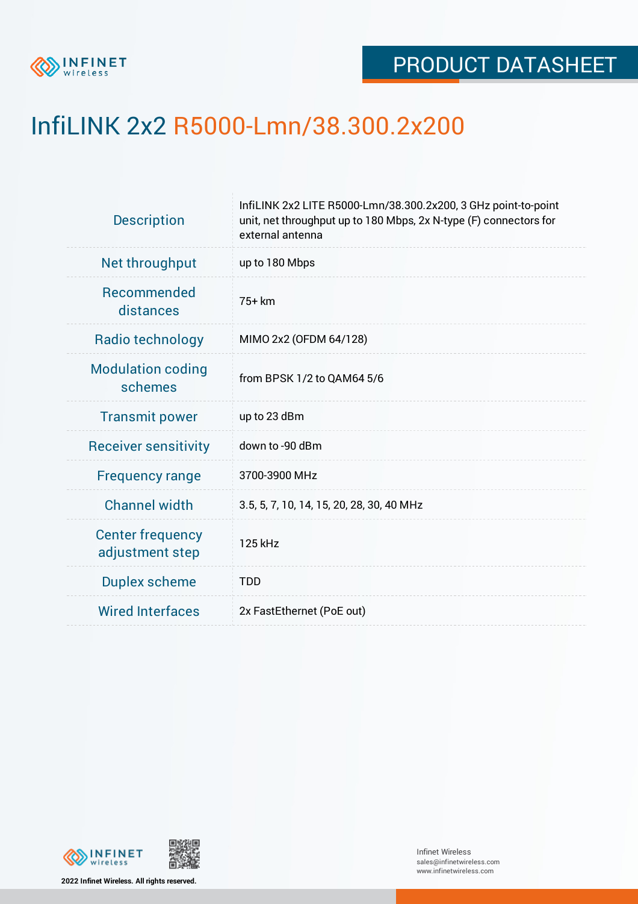PRODUCT DATASHEET

# InfiLINK 2x2 R5000-Lmn/38.300.2x200

| | |
|---|---|
| Description | InfiLINK 2x2 LITE R5000-Lmn/38.300.2x200, 3 GHz point-to-point unit, net throughput up to 180 Mbps, 2x N-type (F) connectors for external antenna |
| Net throughput | up to 180 Mbps |
| Recommended distances | 75+ km |
| Radio technology | MIMO 2x2 (OFDM 64/128) |
| Modulation coding schemes | from BPSK 1/2 to QAM64 5/6 |
| Transmit power | up to 23 dBm |
| Receiver sensitivity | down to -90 dBm |
| Frequency range | 3700-3900 MHz |
| Channel width | 3.5, 5, 7, 10, 14, 15, 20, 28, 30, 40 MHz |
| Center frequency adjustment step | 125 kHz |
| Duplex scheme | TDD |
| Wired Interfaces | 2x FastEthernet (PoE out) |

2022 Infinet Wireless. All rights reserved.

Infinet Wireless
sales@infinetwireless.com
www.infinetwireless.com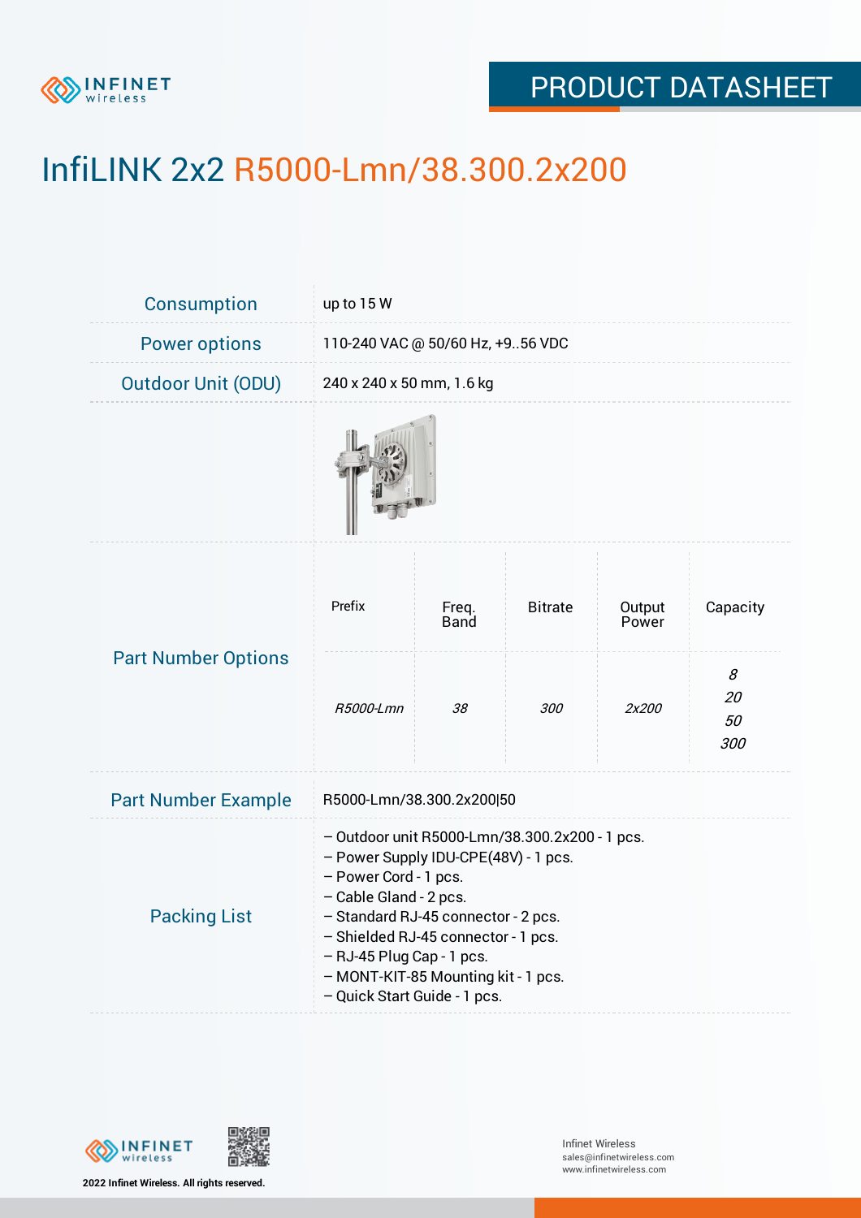# InfiLINK 2x2 R5000-Lmn/38.300.2x200

| | |
|---|---|
| Consumption | up to 15 W |
| Power options | 110-240 VAC @ 50/60 Hz, +9..56 VDC |
| Outdoor Unit (ODU) | 240 x 240 x 50 mm, 1.6 kg |

**Part Number Options**

| Prefix | Freq. Band | Bitrate | Output Power | Capacity |
|---|---|---|---|---|
| *R5000-Lmn* | *38* | *300* | *2x200* | *8*<br>*20*<br>*50*<br>*300* |

| | |
|---|---|
| Part Number Example | R5000-Lmn/38.300.2x200\|50 |

**Packing List**

- Outdoor unit R5000-Lmn/38.300.2x200 - 1 pcs.
- Power Supply IDU-CPE(48V) - 1 pcs.
- Power Cord - 1 pcs.
- Cable Gland - 2 pcs.
- Standard RJ-45 connector - 2 pcs.
- Shielded RJ-45 connector - 1 pcs.
- RJ-45 Plug Cap - 1 pcs.
- MONT-KIT-85 Mounting kit - 1 pcs.
- Quick Start Guide - 1 pcs.

2022 Infinet Wireless. All rights reserved.

Infinet Wireless
sales@infinetwireless.com
www.infinetwireless.com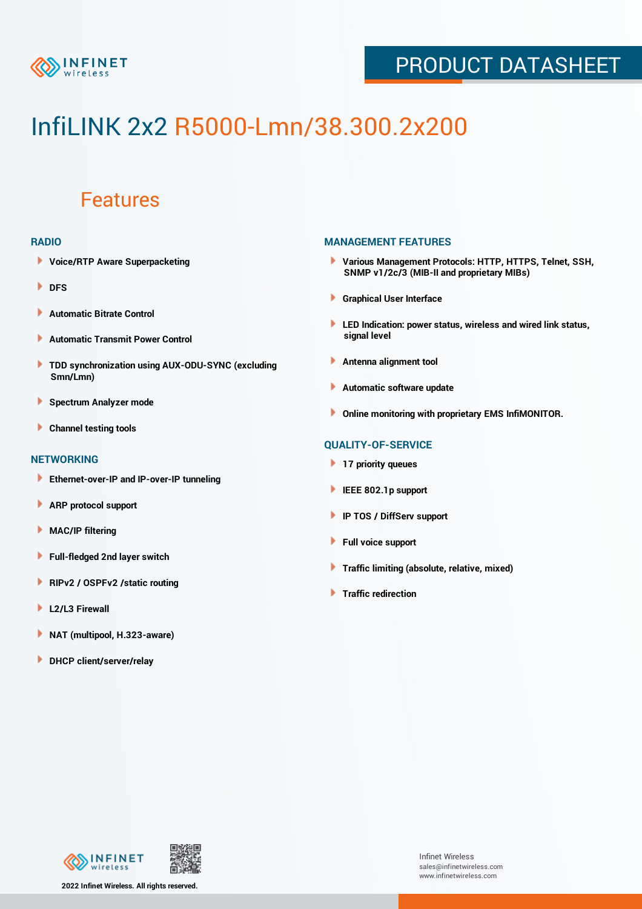# InfiLINK 2x2 R5000-Lmn/38.300.2x200

## Features

### RADIO

- Voice/RTP Aware Superpacketing
- DFS
- Automatic Bitrate Control
- Automatic Transmit Power Control
- TDD synchronization using AUX-ODU-SYNC (excluding Smn/Lmn)
- Spectrum Analyzer mode
- Channel testing tools

### NETWORKING

- Ethernet-over-IP and IP-over-IP tunneling
- ARP protocol support
- MAC/IP filtering
- Full-fledged 2nd layer switch
- RIPv2 / OSPFv2 /static routing
- L2/L3 Firewall
- NAT (multipool, H.323-aware)
- DHCP client/server/relay

### MANAGEMENT FEATURES

- Various Management Protocols: HTTP, HTTPS, Telnet, SSH, SNMP v1/2c/3 (MIB-II and proprietary MIBs)
- Graphical User Interface
- LED Indication: power status, wireless and wired link status, signal level
- Antenna alignment tool
- Automatic software update
- Online monitoring with proprietary EMS InfiMONITOR.

### QUALITY-OF-SERVICE

- 17 priority queues
- IEEE 802.1p support
- IP TOS / DiffServ support
- Full voice support
- Traffic limiting (absolute, relative, mixed)
- Traffic redirection

2022 Infinet Wireless. All rights reserved.

Infinet Wireless
sales@infinetwireless.com
www.infinetwireless.com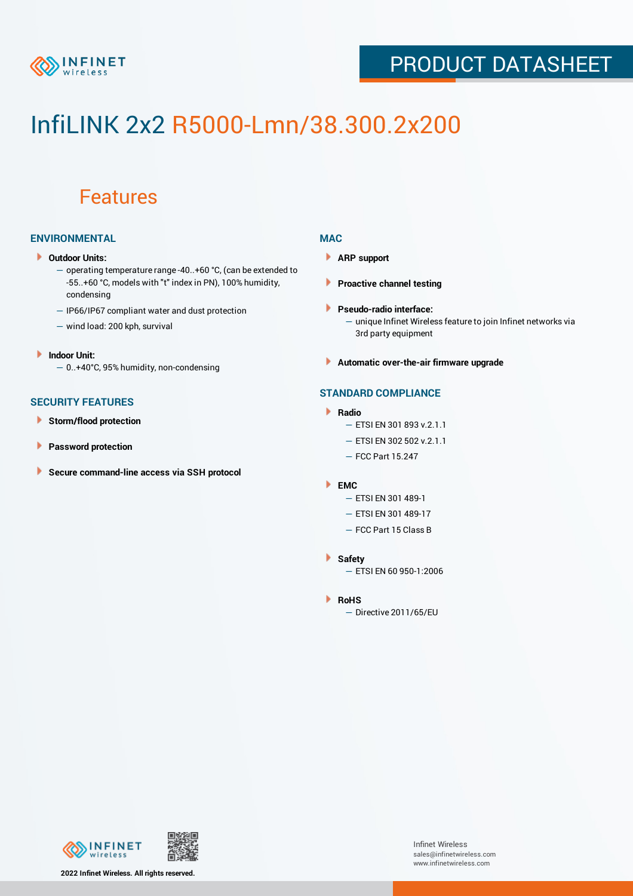# InfiLINK 2x2 R5000-Lmn/38.300.2x200

## Features

### ENVIRONMENTAL

- **Outdoor Units:**
  - operating temperature range -40..+60 °C, (can be extended to -55..+60 °C, models with "t" index in PN), 100% humidity, condensing
  - IP66/IP67 compliant water and dust protection
  - wind load: 200 kph, survival
- **Indoor Unit:**
  - 0..+40°C, 95% humidity, non-condensing

### SECURITY FEATURES

- **Storm/flood protection**
- **Password protection**
- **Secure command-line access via SSH protocol**

### MAC

- **ARP support**
- **Proactive channel testing**
- **Pseudo-radio interface:**
  - unique Infinet Wireless feature to join Infinet networks via 3rd party equipment
- **Automatic over-the-air firmware upgrade**

### STANDARD COMPLIANCE

- **Radio**
  - ETSI EN 301 893 v.2.1.1
  - ETSI EN 302 502 v.2.1.1
  - FCC Part 15.247
- **EMC**
  - ETSI EN 301 489-1
  - ETSI EN 301 489-17
  - FCC Part 15 Class B
- **Safety**
  - ETSI EN 60 950-1:2006
- **RoHS**
  - Directive 2011/65/EU

2022 Infinet Wireless. All rights reserved.

Infinet Wireless
sales@infinetwireless.com
www.infinetwireless.com